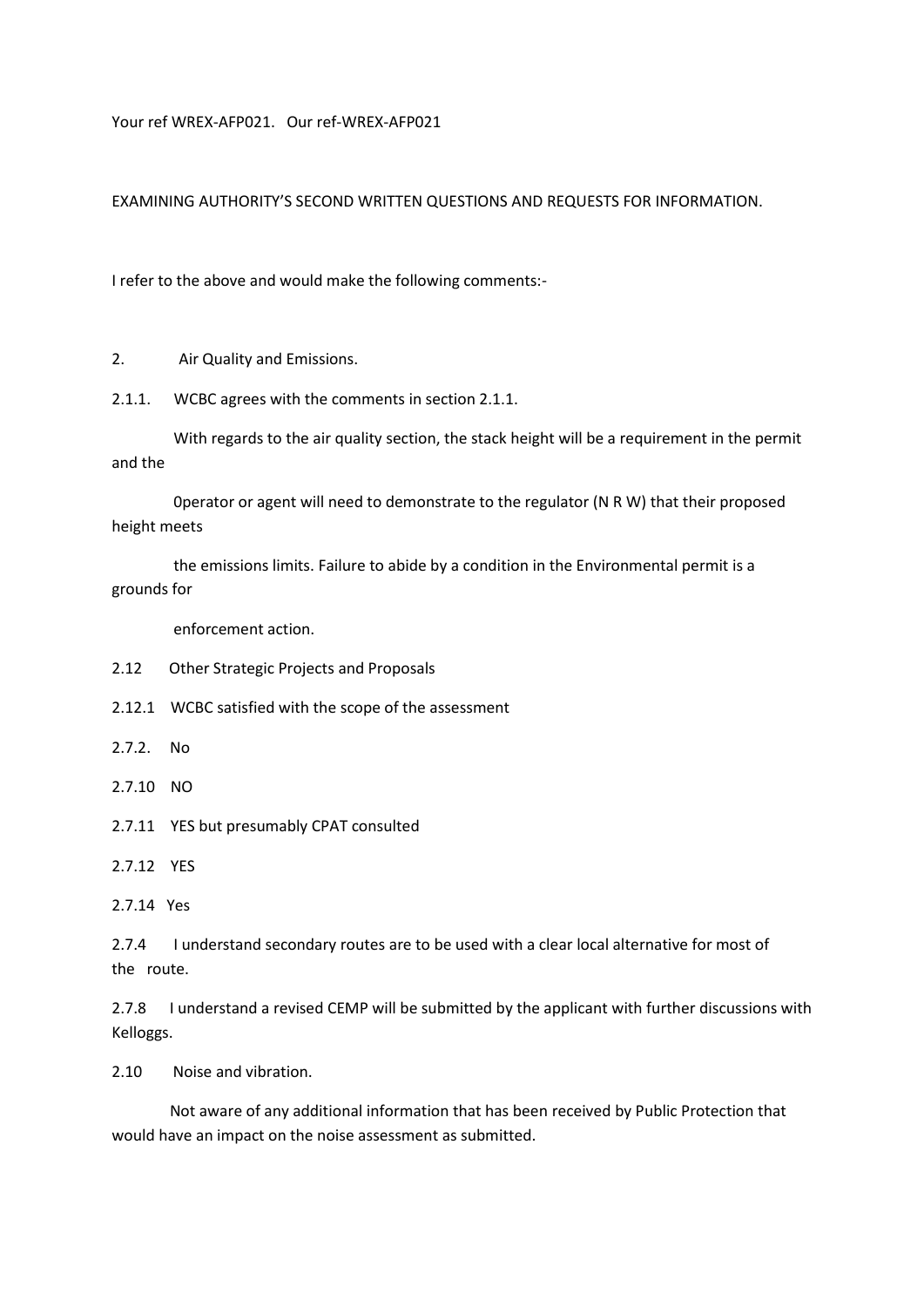Your ref WREX-AFP021.   Our ref-WREX-AFP021

EXAMINING AUTHORITY'S SECOND WRITTEN QUESTIONS AND REQUESTS FOR INFORMATION.

I refer to the above and would make the following comments:-

2. Air Quality and Emissions.

2.1.1. WCBC agrees with the comments in section 2.1.1.

With regards to the air quality section, the stack height will be a requirement in the permit and the 0perator or agent will need to demonstrate to the regulator (N R W) that their proposed height meets the emissions limits. Failure to abide by a condition in the Environmental permit is a grounds for enforcement action.

2.12 Other Strategic Projects and Proposals

2.12.1 WCBC satisfied with the scope of the assessment

2.7.2. No

2.7.10 NO

2.7.11 YES but presumably CPAT consulted

2.7.12 YES

2.7.14 Yes

2.7.4 I understand secondary routes are to be used with a clear local alternative for most of the route.

2.7.8 I understand a revised CEMP will be submitted by the applicant with further discussions with Kelloggs.

2.10 Noise and vibration.

Not aware of any additional information that has been received by Public Protection that would have an impact on the noise assessment as submitted.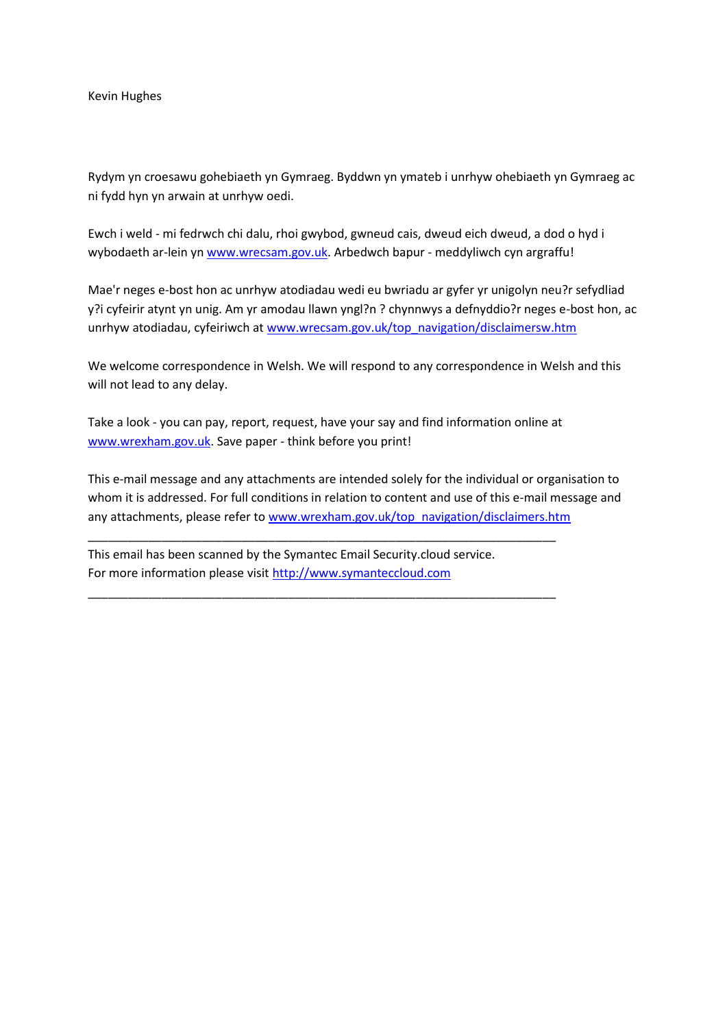Kevin Hughes

Rydym yn croesawu gohebiaeth yn Gymraeg. Byddwn yn ymateb i unrhyw ohebiaeth yn Gymraeg ac ni fydd hyn yn arwain at unrhyw oedi.

Ewch i weld - mi fedrwch chi dalu, rhoi gwybod, gwneud cais, dweud eich dweud, a dod o hyd i wybodaeth ar-lein yn www.wrecsam.gov.uk. Arbedwch bapur - meddyliwch cyn argraffu!

Mae'r neges e-bost hon ac unrhyw atodiadau wedi eu bwriadu ar gyfer yr unigolyn neu?r sefydliad y?i cyfeirir atynt yn unig. Am yr amodau llawn yngl?n ? chynnwys a defnyddio?r neges e-bost hon, ac unrhyw atodiadau, cyfeiriwch at www.wrecsam.gov.uk/top_navigation/disclaimersw.htm

We welcome correspondence in Welsh. We will respond to any correspondence in Welsh and this will not lead to any delay.

Take a look - you can pay, report, request, have your say and find information online at www.wrexham.gov.uk. Save paper - think before you print!

This e-mail message and any attachments are intended solely for the individual or organisation to whom it is addressed. For full conditions in relation to content and use of this e-mail message and any attachments, please refer to www.wrexham.gov.uk/top_navigation/disclaimers.htm

______________________________________________________________________

This email has been scanned by the Symantec Email Security.cloud service.
For more information please visit http://www.symanteccloud.com

______________________________________________________________________